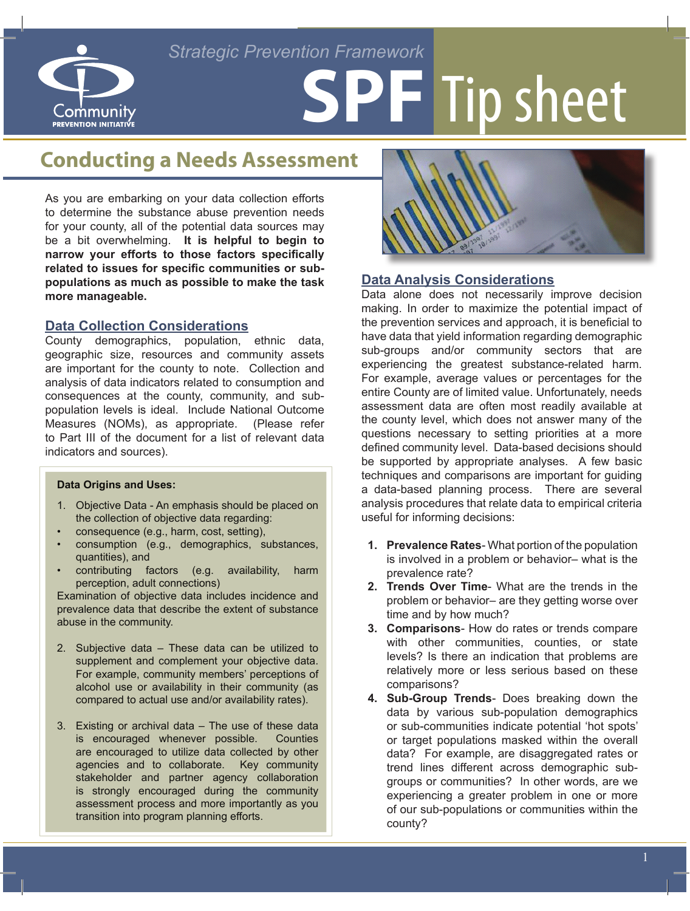Strategic Prevention Framework

# SPF Tip sheet

Community PREVENTION INITIATIVE

## Conducting a Needs Assessment

As you are embarking on your data collection efforts to determine the substance abuse prevention needs for your county, all of the potential data sources may be a bit overwhelming. **It is helpful to begin to narrow your efforts to those factors specifically related to issues for specific communities or sub-populations as much as possible to make the task more manageable.**

### Data Collection Considerations

County demographics, population, ethnic data, geographic size, resources and community assets are important for the county to note. Collection and analysis of data indicators related to consumption and consequences at the county, community, and sub-population levels is ideal. Include National Outcome Measures (NOMs), as appropriate. (Please refer to Part III of the document for a list of relevant data indicators and sources).

**Data Origins and Uses:**

1. Objective Data - An emphasis should be placed on the collection of objective data regarding:

- consequence (e.g., harm, cost, setting),
- consumption (e.g., demographics, substances, quantities), and
- contributing factors (e.g. availability, harm perception, adult connections)

Examination of objective data includes incidence and prevalence data that describe the extent of substance abuse in the community.

2. Subjective data – These data can be utilized to supplement and complement your objective data. For example, community members' perceptions of alcohol use or availability in their community (as compared to actual use and/or availability rates).

3. Existing or archival data – The use of these data is encouraged whenever possible. Counties are encouraged to utilize data collected by other agencies and to collaborate. Key community stakeholder and partner agency collaboration is strongly encouraged during the community assessment process and more importantly as you transition into program planning efforts.

### Data Analysis Considerations

Data alone does not necessarily improve decision making. In order to maximize the potential impact of the prevention services and approach, it is beneficial to have data that yield information regarding demographic sub-groups and/or community sectors that are experiencing the greatest substance-related harm. For example, average values or percentages for the entire County are of limited value. Unfortunately, needs assessment data are often most readily available at the county level, which does not answer many of the questions necessary to setting priorities at a more defined community level. Data-based decisions should be supported by appropriate analyses. A few basic techniques and comparisons are important for guiding a data-based planning process. There are several analysis procedures that relate data to empirical criteria useful for informing decisions:

1. **Prevalence Rates**- What portion of the population is involved in a problem or behavior– what is the prevalence rate?
2. **Trends Over Time**- What are the trends in the problem or behavior– are they getting worse over time and by how much?
3. **Comparisons**- How do rates or trends compare with other communities, counties, or state levels? Is there an indication that problems are relatively more or less serious based on these comparisons?
4. **Sub-Group Trends**- Does breaking down the data by various sub-population demographics or sub-communities indicate potential 'hot spots' or target populations masked within the overall data? For example, are disaggregated rates or trend lines different across demographic sub-groups or communities? In other words, are we experiencing a greater problem in one or more of our sub-populations or communities within the county?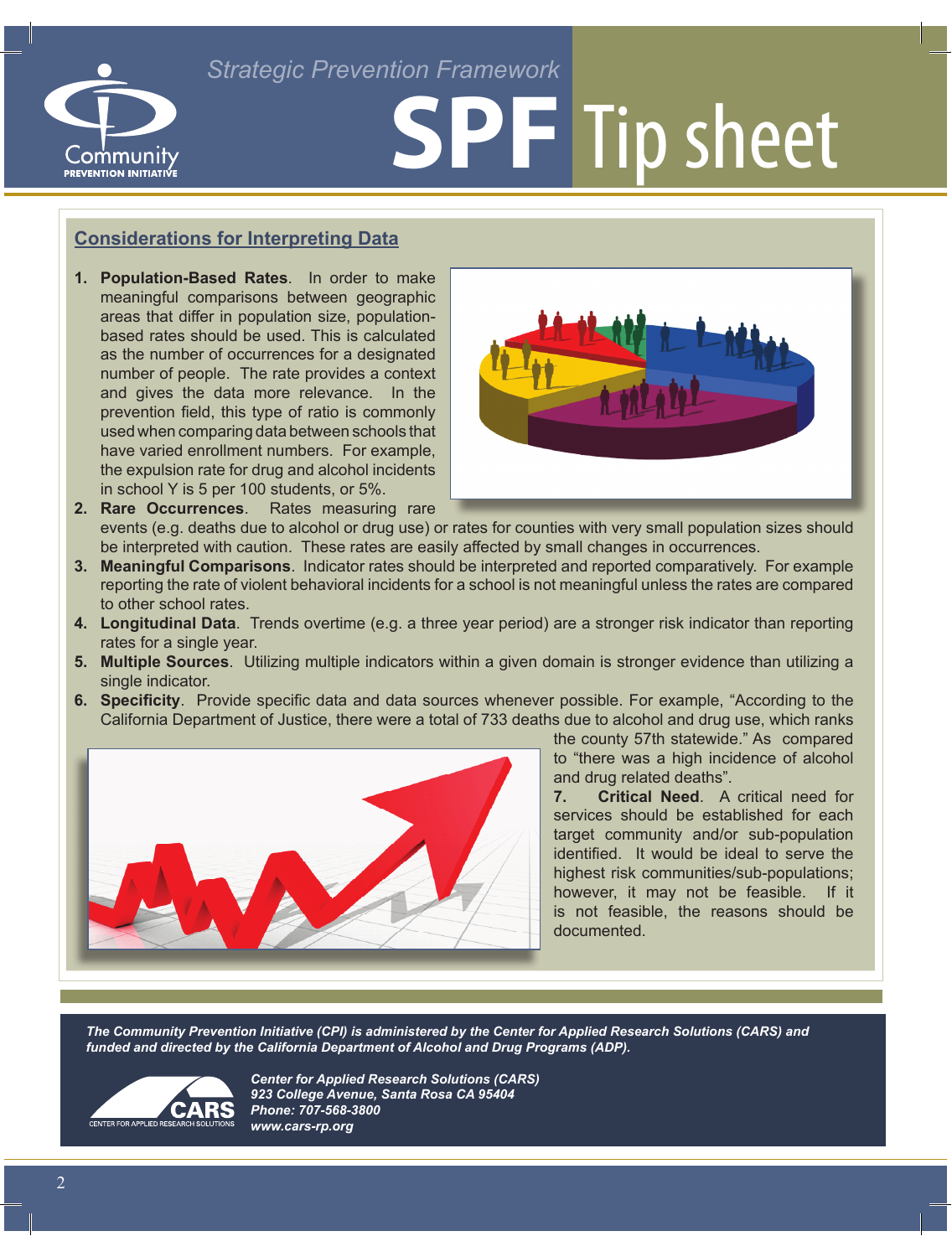Strategic Prevention Framework

# SPF Tip sheet

## Considerations for Interpreting Data

1. **Population-Based Rates**. In order to make meaningful comparisons between geographic areas that differ in population size, population-based rates should be used. This is calculated as the number of occurrences for a designated number of people. The rate provides a context and gives the data more relevance. In the prevention field, this type of ratio is commonly used when comparing data between schools that have varied enrollment numbers. For example, the expulsion rate for drug and alcohol incidents in school Y is 5 per 100 students, or 5%.
2. **Rare Occurrences**. Rates measuring rare events (e.g. deaths due to alcohol or drug use) or rates for counties with very small population sizes should be interpreted with caution. These rates are easily affected by small changes in occurrences.
3. **Meaningful Comparisons**. Indicator rates should be interpreted and reported comparatively. For example reporting the rate of violent behavioral incidents for a school is not meaningful unless the rates are compared to other school rates.
4. **Longitudinal Data**. Trends overtime (e.g. a three year period) are a stronger risk indicator than reporting rates for a single year.
5. **Multiple Sources**. Utilizing multiple indicators within a given domain is stronger evidence than utilizing a single indicator.
6. **Specificity**. Provide specific data and data sources whenever possible. For example, "According to the California Department of Justice, there were a total of 733 deaths due to alcohol and drug use, which ranks the county 57th statewide." As compared to "there was a high incidence of alcohol and drug related deaths".
7. **Critical Need**. A critical need for services should be established for each target community and/or sub-population identified. It would be ideal to serve the highest risk communities/sub-populations; however, it may not be feasible. If it is not feasible, the reasons should be documented.

***The Community Prevention Initiative (CPI) is administered by the Center for Applied Research Solutions (CARS) and funded and directed by the California Department of Alcohol and Drug Programs (ADP).***

***Center for Applied Research Solutions (CARS)***
***923 College Avenue, Santa Rosa CA 95404***
***Phone: 707-568-3800***
***www.cars-rp.org***